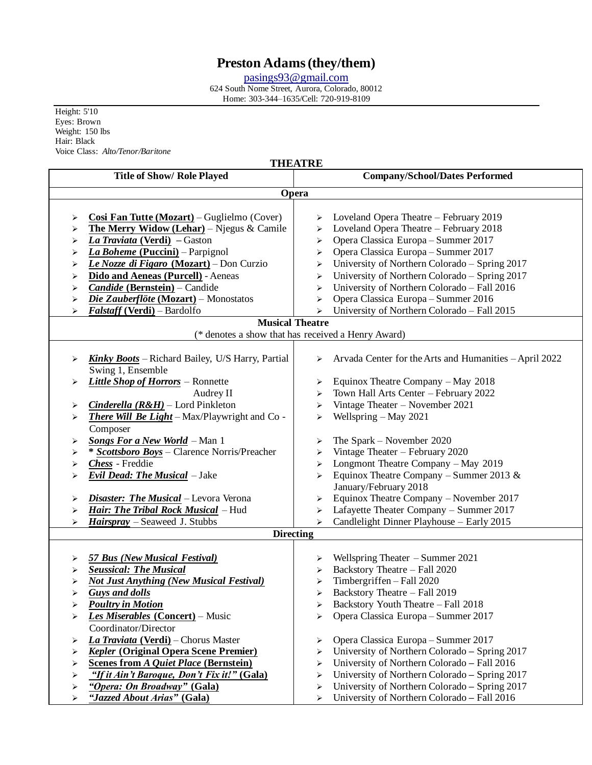# Preston Adams (they/them)

pasings93@gmail.com
624 South Nome Street, Aurora, Colorado, 80012
Home: 303-344–1635/Cell: 720-919-8109

Height: 5'10
Eyes: Brown
Weight: 150 lbs
Hair: Black
Voice Class: *Alto/Tenor/Baritone*

## THEATRE

| Title of Show/ Role Played | Company/School/Dates Performed |
|---|---|
| **Opera** | |
| **Cosi Fan Tutte (Mozart)** – Guglielmo (Cover) | Loveland Opera Theatre – February 2019 |
| **The Merry Widow (Lehar)** – Njegus & Camile | Loveland Opera Theatre – February 2018 |
| ***La Traviata* (Verdi)** – Gaston | Opera Classica Europa – Summer 2017 |
| ***La Boheme* (Puccini)** – Parpignol | Opera Classica Europa – Summer 2017 |
| ***Le Nozze di Figaro* (Mozart)** – Don Curzio | University of Northern Colorado – Spring 2017 |
| **Dido and Aeneas (Purcell)** - Aeneas | University of Northern Colorado – Spring 2017 |
| ***Candide* (Bernstein)** – Candide | University of Northern Colorado – Fall 2016 |
| ***Die Zauberflöte* (Mozart)** – Monostatos | Opera Classica Europa – Summer 2016 |
| ***Falstaff* (Verdi)** – Bardolfo | University of Northern Colorado – Fall 2015 |
| **Musical Theatre** (* denotes a show that has received a Henry Award) | |
| ***Kinky Boots*** – Richard Bailey, U/S Harry, Partial Swing 1, Ensemble | Arvada Center for the Arts and Humanities – April 2022 |
| ***Little Shop of Horrors*** – Ronnette | Equinox Theatre Company – May 2018 |
| Audrey II | Town Hall Arts Center – February 2022 |
| ***Cinderella (R&H)*** – Lord Pinkleton | Vintage Theater – November 2021 |
| ***There Will Be Light*** – Max/Playwright and Co - Composer | Wellspring – May 2021 |
| ***Songs For a New World*** – Man 1 | The Spark – November 2020 |
| * ***Scottsboro Boys*** – Clarence Norris/Preacher | Vintage Theater – February 2020 |
| ***Chess*** - Freddie | Longmont Theatre Company – May 2019 |
| ***Evil Dead: The Musical*** – Jake | Equinox Theatre Company – Summer 2013 & January/February 2018 |
| ***Disaster: The Musical*** – Levora Verona | Equinox Theatre Company – November 2017 |
| ***Hair: The Tribal Rock Musical*** – Hud | Lafayette Theater Company – Summer 2017 |
| ***Hairspray*** – Seaweed J. Stubbs | Candlelight Dinner Playhouse – Early 2015 |
| **Directing** | |
| ***57 Bus (New Musical Festival)*** | Wellspring Theater – Summer 2021 |
| ***Seussical: The Musical*** | Backstory Theatre – Fall 2020 |
| ***Not Just Anything (New Musical Festival)*** | Timbergriffen – Fall 2020 |
| ***Guys and dolls*** | Backstory Theatre – Fall 2019 |
| ***Poultry in Motion*** | Backstory Youth Theatre – Fall 2018 |
| ***Les Miserables* (Concert)** – Music Coordinator/Director | Opera Classica Europa – Summer 2017 |
| ***La Traviata* (Verdi)** – Chorus Master | Opera Classica Europa – Summer 2017 |
| ***Kepler* (Original Opera Scene Premier)** | University of Northern Colorado – Spring 2017 |
| **Scenes from *A Quiet Place* (Bernstein)** | University of Northern Colorado – Fall 2016 |
| ***"If it Ain't Baroque, Don't Fix it!"* (Gala)** | University of Northern Colorado – Spring 2017 |
| ***"Opera: On Broadway"* (Gala)** | University of Northern Colorado – Spring 2017 |
| ***"Jazzed About Arias"* (Gala)** | University of Northern Colorado – Fall 2016 |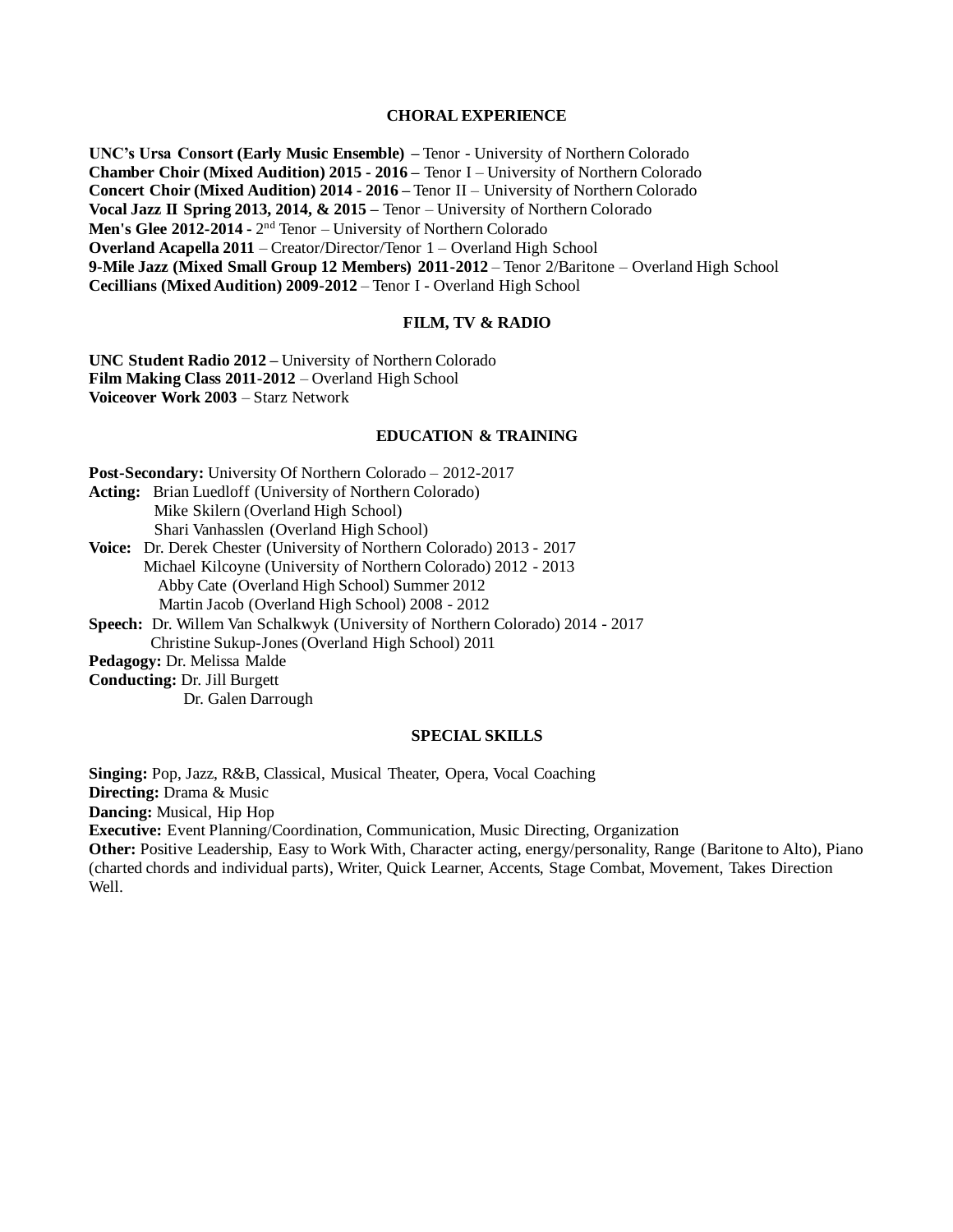## CHORAL EXPERIENCE

**UNC's Ursa Consort (Early Music Ensemble) –** Tenor - University of Northern Colorado
**Chamber Choir (Mixed Audition) 2015 - 2016 –** Tenor I – University of Northern Colorado
**Concert Choir (Mixed Audition) 2014 - 2016 –** Tenor II – University of Northern Colorado
**Vocal Jazz II Spring 2013, 2014, & 2015 –** Tenor – University of Northern Colorado
**Men's Glee 2012-2014 -** 2nd Tenor – University of Northern Colorado
**Overland Acapella 2011** – Creator/Director/Tenor 1 – Overland High School
**9-Mile Jazz (Mixed Small Group 12 Members) 2011-2012** – Tenor 2/Baritone – Overland High School
**Cecillians (Mixed Audition) 2009-2012** – Tenor I - Overland High School

## FILM, TV & RADIO

**UNC Student Radio 2012 –** University of Northern Colorado
**Film Making Class 2011-2012** – Overland High School
**Voiceover Work 2003** – Starz Network

## EDUCATION & TRAINING

**Post-Secondary:** University Of Northern Colorado – 2012-2017
**Acting:** Brian Luedloff (University of Northern Colorado)
Mike Skilern (Overland High School)
Shari Vanhasslen (Overland High School)
**Voice:** Dr. Derek Chester (University of Northern Colorado) 2013 - 2017
Michael Kilcoyne (University of Northern Colorado) 2012 - 2013
Abby Cate (Overland High School) Summer 2012
Martin Jacob (Overland High School) 2008 - 2012
**Speech:** Dr. Willem Van Schalkwyk (University of Northern Colorado) 2014 - 2017
Christine Sukup-Jones (Overland High School) 2011
**Pedagogy:** Dr. Melissa Malde
**Conducting:** Dr. Jill Burgett
Dr. Galen Darrough

## SPECIAL SKILLS

**Singing:** Pop, Jazz, R&B, Classical, Musical Theater, Opera, Vocal Coaching
**Directing:** Drama & Music
**Dancing:** Musical, Hip Hop
**Executive:** Event Planning/Coordination, Communication, Music Directing, Organization
**Other:** Positive Leadership, Easy to Work With, Character acting, energy/personality, Range (Baritone to Alto), Piano (charted chords and individual parts), Writer, Quick Learner, Accents, Stage Combat, Movement, Takes Direction Well.